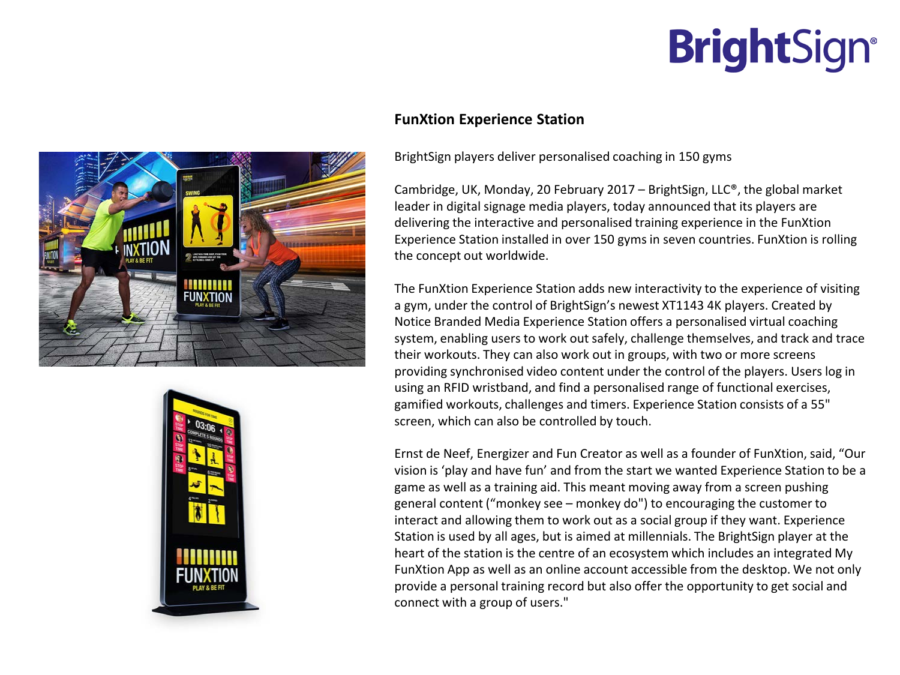## FunXtion Experience Station

BrightSign players deliver personalised coaching in 150 gyms

Cambridge, UK, Monday, 20 February 2017 – BrightSign, LLC®, the global market leader in digital signage media players, today announced that its players are delivering the interactive and personalised training experience in the FunXtion Experience Station installed in over 150 gyms in seven countries. FunXtion is rolling the concept out worldwide.

The FunXtion Experience Station adds new interactivity to the experience of visiting a gym, under the control of BrightSign's newest XT1143 4K players. Created by Notice Branded Media Experience Station offers a personalised virtual coaching system, enabling users to work out safely, challenge themselves, and track and trace their workouts. They can also work out in groups, with two or more screens providing synchronised video content under the control of the players. Users log in using an RFID wristband, and find a personalised range of functional exercises, gamified workouts, challenges and timers. Experience Station consists of a 55" screen, which can also be controlled by touch.

Ernst de Neef, Energizer and Fun Creator as well as a founder of FunXtion, said, "Our vision is 'play and have fun' and from the start we wanted Experience Station to be a game as well as a training aid. This meant moving away from a screen pushing general content ("monkey see – monkey do") to encouraging the customer to interact and allowing them to work out as a social group if they want. Experience Station is used by all ages, but is aimed at millennials. The BrightSign player at the heart of the station is the centre of an ecosystem which includes an integrated My FunXtion App as well as an online account accessible from the desktop. We not only provide a personal training record but also offer the opportunity to get social and connect with a group of users."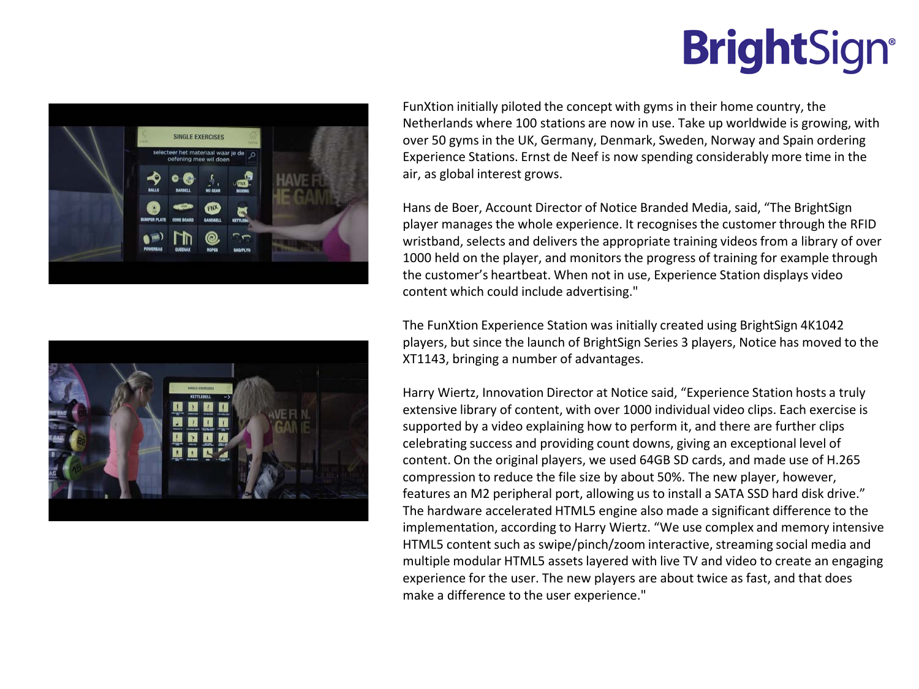FunXtion initially piloted the concept with gyms in their home country, the Netherlands where 100 stations are now in use. Take up worldwide is growing, with over 50 gyms in the UK, Germany, Denmark, Sweden, Norway and Spain ordering Experience Stations. Ernst de Neef is now spending considerably more time in the air, as global interest grows.

Hans de Boer, Account Director of Notice Branded Media, said, “The BrightSign player manages the whole experience. It recognises the customer through the RFID wristband, selects and delivers the appropriate training videos from a library of over 1000 held on the player, and monitors the progress of training for example through the customer’s heartbeat. When not in use, Experience Station displays video content which could include advertising."

The FunXtion Experience Station was initially created using BrightSign 4K1042 players, but since the launch of BrightSign Series 3 players, Notice has moved to the XT1143, bringing a number of advantages.

Harry Wiertz, Innovation Director at Notice said, “Experience Station hosts a truly extensive library of content, with over 1000 individual video clips. Each exercise is supported by a video explaining how to perform it, and there are further clips celebrating success and providing count downs, giving an exceptional level of content. On the original players, we used 64GB SD cards, and made use of H.265 compression to reduce the file size by about 50%. The new player, however, features an M2 peripheral port, allowing us to install a SATA SSD hard disk drive.” The hardware accelerated HTML5 engine also made a significant difference to the implementation, according to Harry Wiertz. “We use complex and memory intensive HTML5 content such as swipe/pinch/zoom interactive, streaming social media and multiple modular HTML5 assets layered with live TV and video to create an engaging experience for the user. The new players are about twice as fast, and that does make a difference to the user experience."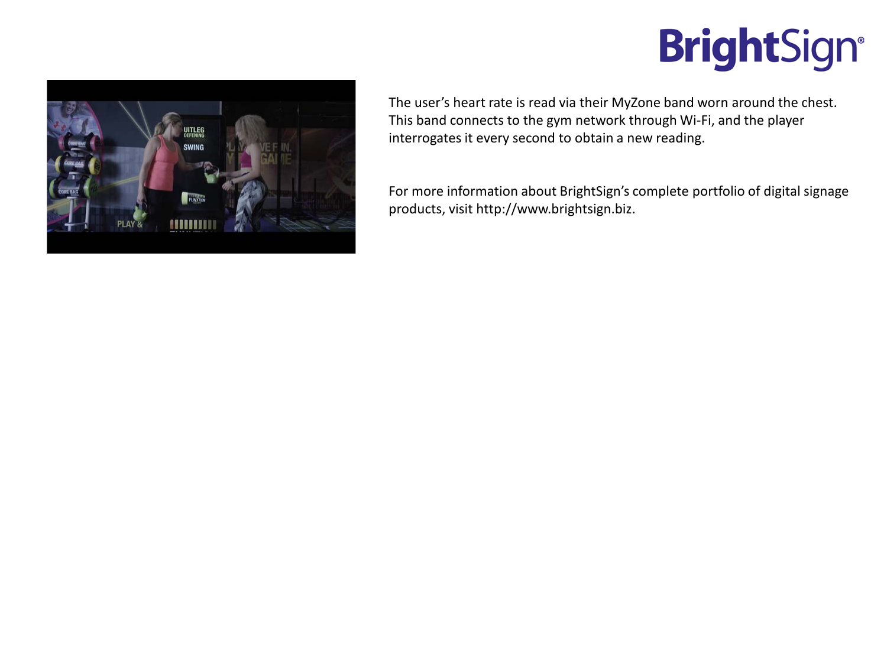The user’s heart rate is read via their MyZone band worn around the chest. This band connects to the gym network through Wi-Fi, and the player interrogates it every second to obtain a new reading.

For more information about BrightSign’s complete portfolio of digital signage products, visit http://www.brightsign.biz.